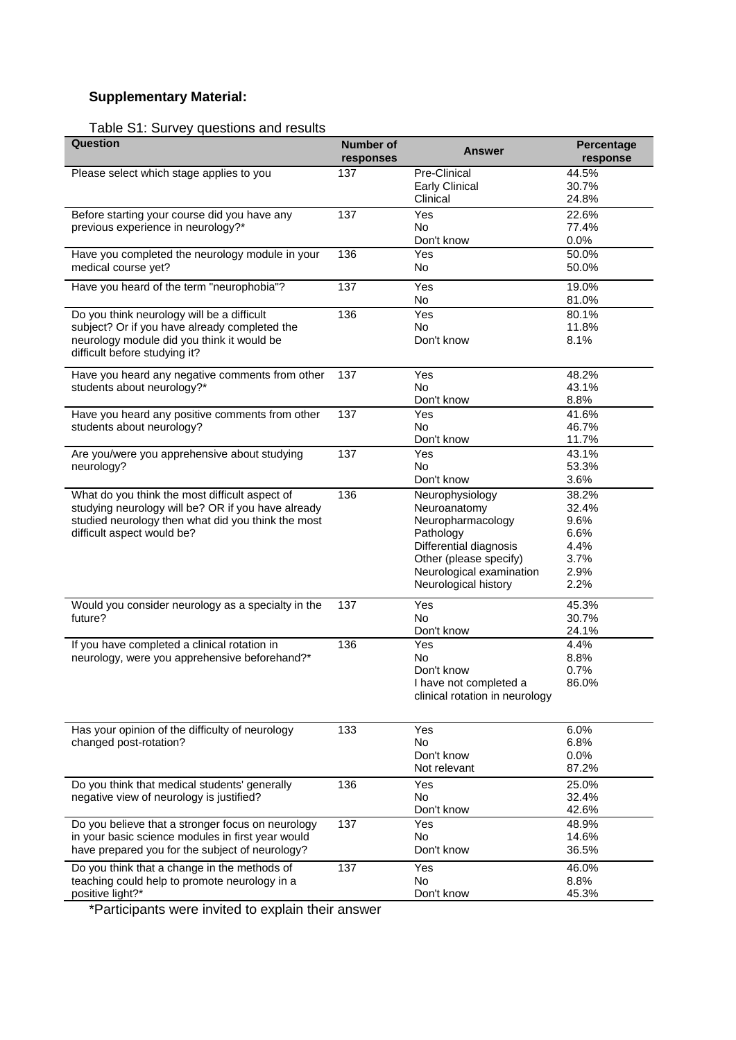**Supplementary Material:**

Table S1: Survey questions and results

| Question | Number of responses | Answer | Percentage response |
|---|---|---|---|
| Please select which stage applies to you | 137 | Pre-Clinical | 44.5% |
| | | Early Clinical | 30.7% |
| | | Clinical | 24.8% |
| Before starting your course did you have any previous experience in neurology?* | 137 | Yes | 22.6% |
| | | No | 77.4% |
| | | Don't know | 0.0% |
| Have you completed the neurology module in your medical course yet? | 136 | Yes | 50.0% |
| | | No | 50.0% |
| Have you heard of the term "neurophobia"? | 137 | Yes | 19.0% |
| | | No | 81.0% |
| Do you think neurology will be a difficult subject? Or if you have already completed the neurology module did you think it would be difficult before studying it? | 136 | Yes | 80.1% |
| | | No | 11.8% |
| | | Don't know | 8.1% |
| Have you heard any negative comments from other students about neurology?* | 137 | Yes | 48.2% |
| | | No | 43.1% |
| | | Don't know | 8.8% |
| Have you heard any positive comments from other students about neurology? | 137 | Yes | 41.6% |
| | | No | 46.7% |
| | | Don't know | 11.7% |
| Are you/were you apprehensive about studying neurology? | 137 | Yes | 43.1% |
| | | No | 53.3% |
| | | Don't know | 3.6% |
| What do you think the most difficult aspect of studying neurology will be? OR if you have already studied neurology then what did you think the most difficult aspect would be? | 136 | Neurophysiology | 38.2% |
| | | Neuroanatomy | 32.4% |
| | | Neuropharmacology | 9.6% |
| | | Pathology | 6.6% |
| | | Differential diagnosis | 4.4% |
| | | Other (please specify) | 3.7% |
| | | Neurological examination | 2.9% |
| | | Neurological history | 2.2% |
| Would you consider neurology as a specialty in the future? | 137 | Yes | 45.3% |
| | | No | 30.7% |
| | | Don't know | 24.1% |
| If you have completed a clinical rotation in neurology, were you apprehensive beforehand?* | 136 | Yes | 4.4% |
| | | No | 8.8% |
| | | Don't know | 0.7% |
| | | I have not completed a clinical rotation in neurology | 86.0% |
| Has your opinion of the difficulty of neurology changed post-rotation? | 133 | Yes | 6.0% |
| | | No | 6.8% |
| | | Don't know | 0.0% |
| | | Not relevant | 87.2% |
| Do you think that medical students' generally negative view of neurology is justified? | 136 | Yes | 25.0% |
| | | No | 32.4% |
| | | Don't know | 42.6% |
| Do you believe that a stronger focus on neurology in your basic science modules in first year would have prepared you for the subject of neurology? | 137 | Yes | 48.9% |
| | | No | 14.6% |
| | | Don't know | 36.5% |
| Do you think that a change in the methods of teaching could help to promote neurology in a positive light?* | 137 | Yes | 46.0% |
| | | No | 8.8% |
| | | Don't know | 45.3% |

*Participants were invited to explain their answer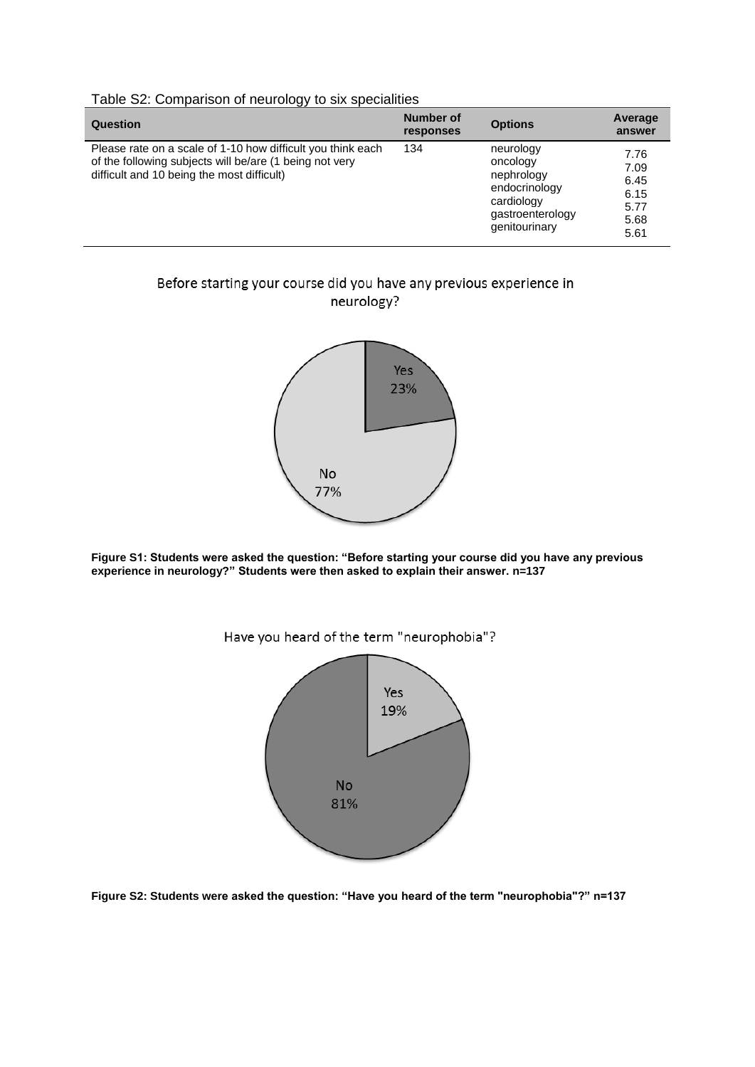Table S2: Comparison of neurology to six specialities

| Question | Number of responses | Options | Average answer |
|---|---|---|---|
| Please rate on a scale of 1-10 how difficult you think each of the following subjects will be/are (1 being not very difficult and 10 being the most difficult) | 134 | neurology | 7.76 |
| | | oncology | 7.09 |
| | | nephrology | 6.45 |
| | | endocrinology | 6.15 |
| | | cardiology | 5.77 |
| | | gastroenterology | 5.68 |
| | | genitourinary | 5.61 |

Before starting your course did you have any previous experience in neurology?

Yes 23%

No 77%

**Figure S1: Students were asked the question: "Before starting your course did you have any previous experience in neurology?" Students were then asked to explain their answer. n=137**

Have you heard of the term "neurophobia"?

Yes 19%

No 81%

**Figure S2: Students were asked the question: "Have you heard of the term "neurophobia"?" n=137**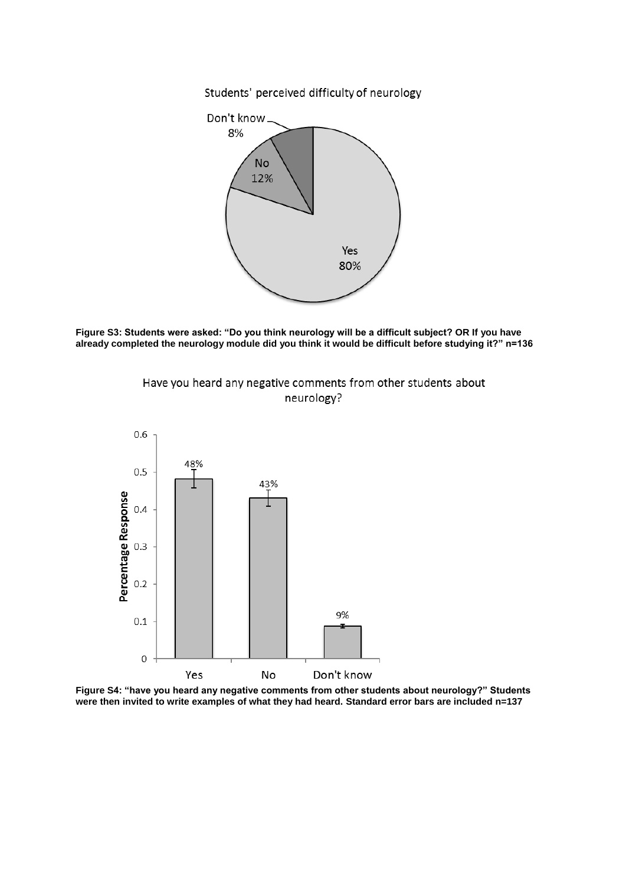Students' perceived difficulty of neurology

Don't know 8%

No 12%

Yes 80%

**Figure S3: Students were asked: "Do you think neurology will be a difficult subject? OR If you have already completed the neurology module did you think it would be difficult before studying it?" n=136**

Have you heard any negative comments from other students about neurology?

| | Yes | No | Don't know |
|---|---|---|---|
| Percentage Response | 48% | 43% | 9% |

**Figure S4: "have you heard any negative comments from other students about neurology?" Students were then invited to write examples of what they had heard. Standard error bars are included n=137**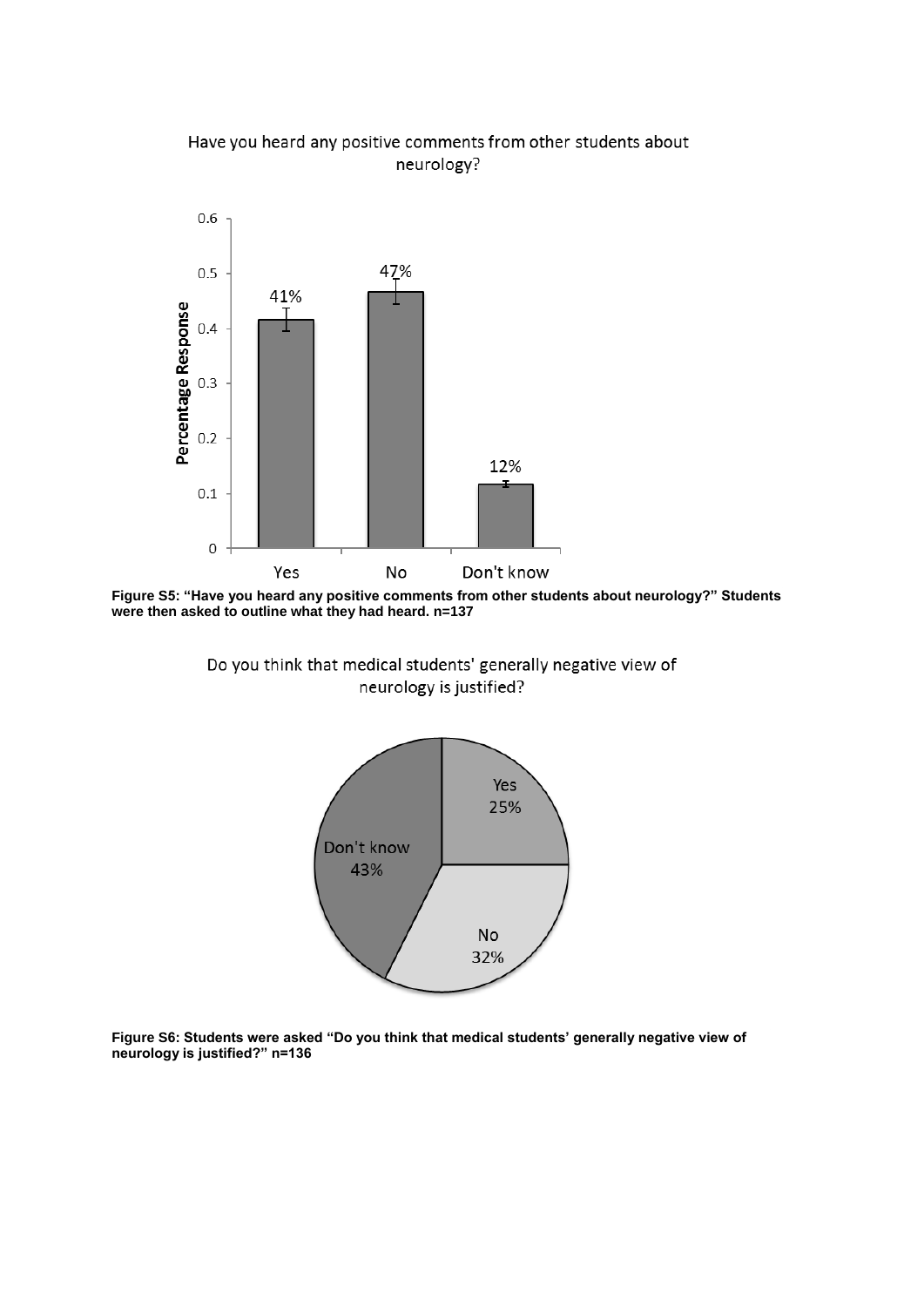Have you heard any positive comments from other students about neurology?

**Figure S5: "Have you heard any positive comments from other students about neurology?" Students were then asked to outline what they had heard. n=137**

Do you think that medical students' generally negative view of neurology is justified?

**Figure S6: Students were asked "Do you think that medical students' generally negative view of neurology is justified?" n=136**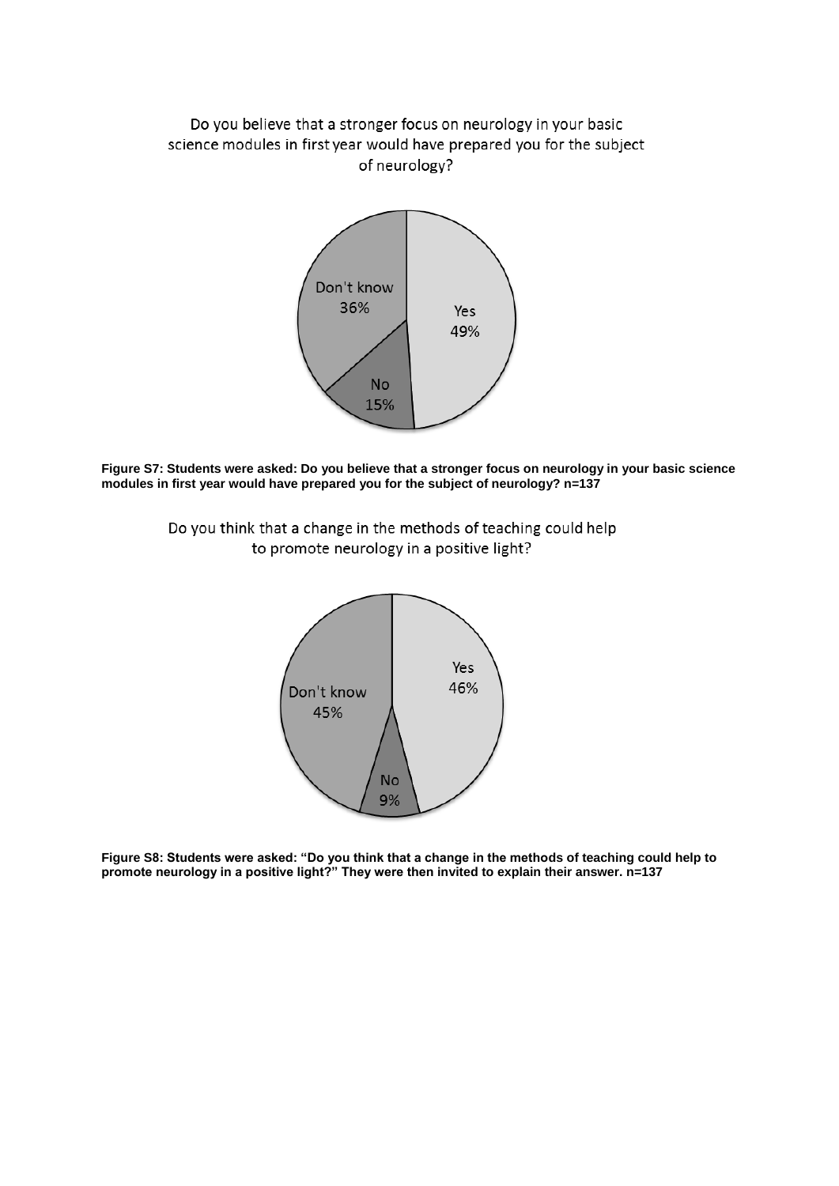Do you believe that a stronger focus on neurology in your basic science modules in first year would have prepared you for the subject of neurology?

Don't know
36%

Yes
49%

No
15%

**Figure S7: Students were asked: Do you believe that a stronger focus on neurology in your basic science modules in first year would have prepared you for the subject of neurology? n=137**

Do you think that a change in the methods of teaching could help to promote neurology in a positive light?

Yes
46%

Don't know
45%

No
9%

**Figure S8: Students were asked: "Do you think that a change in the methods of teaching could help to promote neurology in a positive light?" They were then invited to explain their answer. n=137**